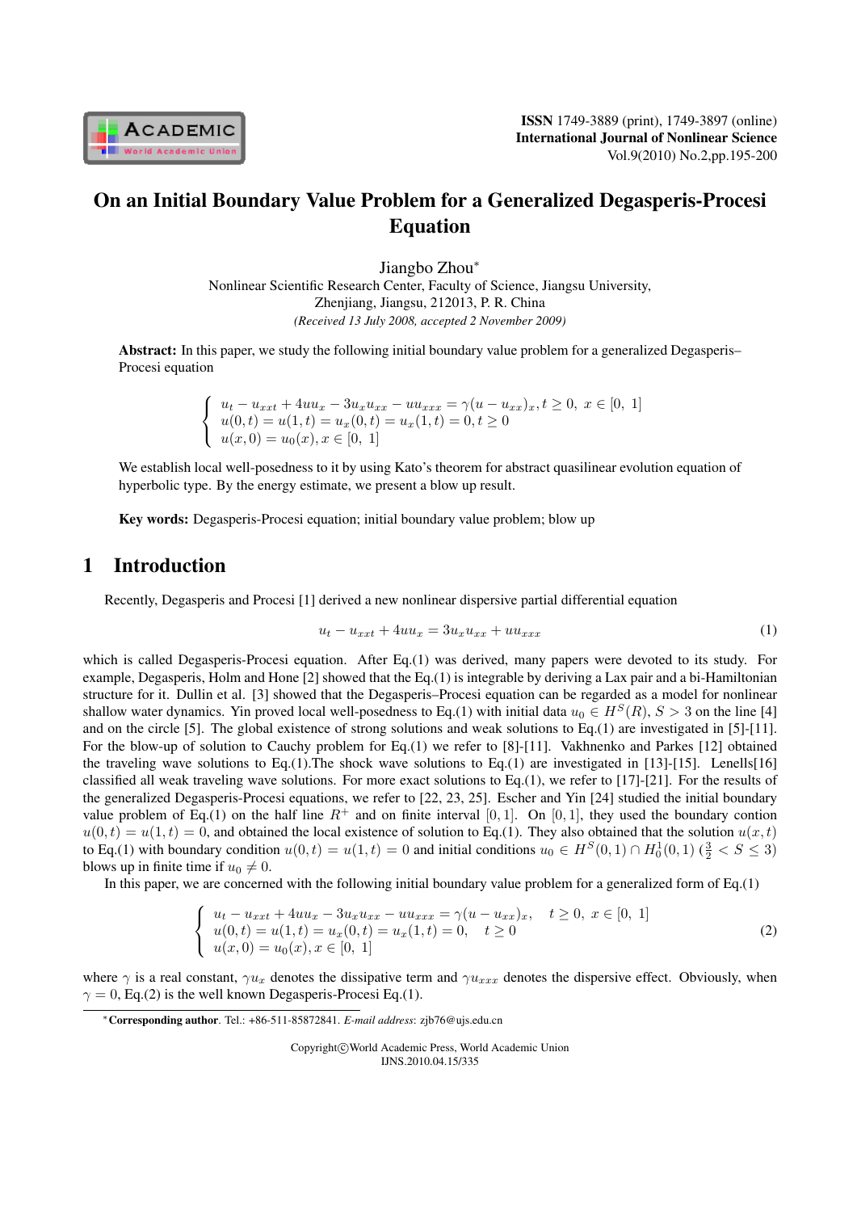# On an Initial Boundary Value Problem for a Generalized Degasperis-Procesi Equation

Jiangbo Zhou*

Nonlinear Scientific Research Center, Faculty of Science, Jiangsu University, Zhenjiang, Jiangsu, 212013, P. R. China

*(Received 13 July 2008, accepted 2 November 2009)*

**Abstract:** In this paper, we study the following initial boundary value problem for a generalized Degasperis–Procesi equation

$$\begin{cases} u_t - u_{xxt} + 4uu_x - 3u_x u_{xx} - uu_{xxx} = \gamma(u - u_{xx})_x, t \geq 0, \ x \in [0, \ 1] \\ u(0,t) = u(1,t) = u_x(0,t) = u_x(1,t) = 0, t \geq 0 \\ u(x,0) = u_0(x), x \in [0, \ 1] \end{cases}$$

We establish local well-posedness to it by using Kato's theorem for abstract quasilinear evolution equation of hyperbolic type. By the energy estimate, we present a blow up result.

**Key words:** Degasperis-Procesi equation; initial boundary value problem; blow up

## 1 Introduction

Recently, Degasperis and Procesi [1] derived a new nonlinear dispersive partial differential equation

$$u_t - u_{xxt} + 4uu_x = 3u_x u_{xx} + uu_{xxx} \tag{1}$$

which is called Degasperis-Procesi equation. After Eq.(1) was derived, many papers were devoted to its study. For example, Degasperis, Holm and Hone [2] showed that the Eq.(1) is integrable by deriving a Lax pair and a bi-Hamiltonian structure for it. Dullin et al. [3] showed that the Degasperis–Procesi equation can be regarded as a model for nonlinear shallow water dynamics. Yin proved local well-posedness to Eq.(1) with initial data $u_0 \in H^S(R)$, $S > 3$ on the line [4] and on the circle [5]. The global existence of strong solutions and weak solutions to Eq.(1) are investigated in [5]-[11]. For the blow-up of solution to Cauchy problem for Eq.(1) we refer to [8]-[11]. Vakhnenko and Parkes [12] obtained the traveling wave solutions to Eq.(1).The shock wave solutions to Eq.(1) are investigated in [13]-[15]. Lenells[16] classified all weak traveling wave solutions. For more exact solutions to Eq.(1), we refer to [17]-[21]. For the results of the generalized Degasperis-Procesi equations, we refer to [22, 23, 25]. Escher and Yin [24] studied the initial boundary value problem of Eq.(1) on the half line $R^+$ and on finite interval $[0, 1]$. On $[0, 1]$, they used the boundary contion $u(0, t) = u(1, t) = 0$, and obtained the local existence of solution to Eq.(1). They also obtained that the solution $u(x, t)$ to Eq.(1) with boundary condition $u(0, t) = u(1, t) = 0$ and initial conditions $u_0 \in H^S(0, 1) \cap H^1_0(0, 1)$ $(\frac{3}{2} < S \leq 3)$ blows up in finite time if $u_0 \neq 0$.

In this paper, we are concerned with the following initial boundary value problem for a generalized form of Eq.(1)

$$\begin{cases} u_t - u_{xxt} + 4uu_x - 3u_x u_{xx} - uu_{xxx} = \gamma(u - u_{xx})_x, & t \geq 0, \ x \in [0, \ 1] \\ u(0,t) = u(1,t) = u_x(0,t) = u_x(1,t) = 0, & t \geq 0 \\ u(x,0) = u_0(x), x \in [0, \ 1] \end{cases} \tag{2}$$

where $\gamma$ is a real constant, $\gamma u_x$ denotes the dissipative term and $\gamma u_{xxx}$ denotes the dispersive effect. Obviously, when $\gamma = 0$, Eq.(2) is the well known Degasperis-Procesi Eq.(1).

*Corresponding author. Tel.: +86-511-85872841. *E-mail address*: zjb76@ujs.edu.cn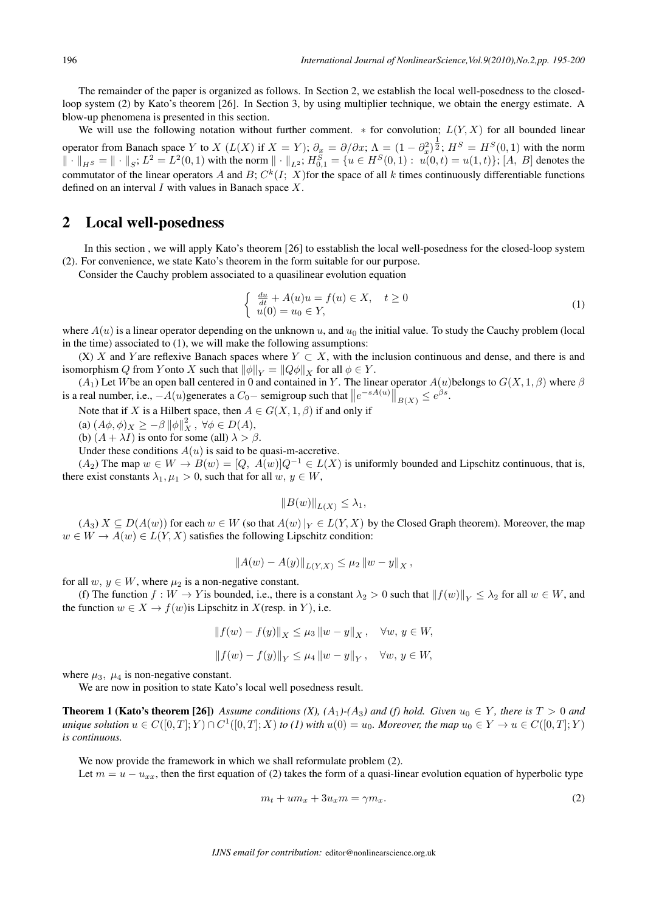The remainder of the paper is organized as follows. In Section 2, we establish the local well-posedness to the closed-loop system (2) by Kato's theorem [26]. In Section 3, by using multiplier technique, we obtain the energy estimate. A blow-up phenomena is presented in this section.

We will use the following notation without further comment. $*$ for convolution; $L(Y, X)$ for all bounded linear operator from Banach space $Y$ to $X$ ($L(X)$ if $X = Y$); $\partial_x = \partial/\partial x$; $\Lambda = (1 - \partial_x^2)^{\frac{1}{2}}$; $H^S = H^S(0, 1)$ with the norm $\|\cdot\|_{H^S} = \|\cdot\|_S$; $L^2 = L^2(0, 1)$ with the norm $\|\cdot\|_{L^2}$; $H^S_{0,1} = \{u \in H^S(0, 1) : u(0, t) = u(1, t)\}$; $[A, B]$ denotes the commutator of the linear operators $A$ and $B$; $C^k(I; X)$for the space of all $k$ times continuously differentiable functions defined on an interval $I$ with values in Banach space $X$.

## 2 Local well-posedness

In this section , we will apply Kato's theorem [26] to esstablish the local well-posedness for the closed-loop system (2). For convenience, we state Kato's theorem in the form suitable for our purpose.

Consider the Cauchy problem associated to a quasilinear evolution equation

$$
\begin{cases} \frac{du}{dt} + A(u)u = f(u) \in X, & t \geq 0 \\ u(0) = u_0 \in Y, \end{cases} \tag{1}
$$

where $A(u)$ is a linear operator depending on the unknown $u$, and $u_0$ the initial value. To study the Cauchy problem (local in the time) associated to (1), we will make the following assumptions:

(X) $X$ and $Y$are reflexive Banach spaces where $Y \subset X$, with the inclusion continuous and dense, and there is and isomorphism $Q$ from $Y$onto $X$ such that $\|\phi\|_Y = \|Q\phi\|_X$ for all $\phi \in Y$.

($A_1$) Let $W$be an open ball centered in 0 and contained in $Y$. The linear operator $A(u)$belongs to $G(X, 1, \beta)$ where $\beta$ is a real number, i.e., $-A(u)$generates a $C_0-$ semigroup such that $\left\|e^{-sA(u)}\right\|_{B(X)} \leq e^{\beta s}$.

Note that if $X$ is a Hilbert space, then $A \in G(X, 1, \beta)$ if and only if

(a) $(A\phi, \phi)_X \geq -\beta \|\phi\|_X^2$, $\forall \phi \in D(A)$,

(b) $(A + \lambda I)$ is onto for some (all) $\lambda > \beta$.

Under these conditions $A(u)$ is said to be quasi-m-accretive.

($A_2$) The map $w \in W \to B(w) = [Q, A(w)]Q^{-1} \in L(X)$ is uniformly bounded and Lipschitz continuous, that is, there exist constants $\lambda_1, \mu_1 > 0$, such that for all $w, y \in W$,

$$
\|B(w)\|_{L(X)} \leq \lambda_1,
$$

($A_3$) $X \subseteq D(A(w))$ for each $w \in W$ (so that $A(w)\,|_Y \in L(Y, X)$ by the Closed Graph theorem). Moreover, the map $w \in W \to A(w) \in L(Y, X)$ satisfies the following Lipschitz condition:

$$
\|A(w) - A(y)\|_{L(Y,X)} \leq \mu_2 \|w - y\|_X ,
$$

for all $w, y \in W$, where $\mu_2$ is a non-negative constant.

(f) The function $f : W \to Y$is bounded, i.e., there is a constant $\lambda_2 > 0$ such that $\|f(w)\|_Y \leq \lambda_2$ for all $w \in W$, and the function $w \in X \to f(w)$is Lipschitz in $X$(resp. in $Y$), i.e.

$$
\|f(w) - f(y)\|_X \leq \mu_3 \|w - y\|_X , \quad \forall w, y \in W,
$$

$$
\|f(w) - f(y)\|_Y \leq \mu_4 \|w - y\|_Y , \quad \forall w, y \in W,
$$

where $\mu_3, \ \mu_4$ is non-negative constant.

We are now in position to state Kato's local well posedness result.

**Theorem 1 (Kato's theorem [26])** *Assume conditions (X), ($A_1$)-($A_3$) and (f) hold. Given $u_0 \in Y$, there is $T > 0$ and unique solution $u \in C([0, T]; Y) \cap C^1([0, T]; X)$ to (1) with $u(0) = u_0$. Moreover, the map $u_0 \in Y \to u \in C([0, T]; Y)$ is continuous.*

We now provide the framework in which we shall reformulate problem (2).

Let $m = u - u_{xx}$, then the first equation of (2) takes the form of a quasi-linear evolution equation of hyperbolic type

$$
m_t + um_x + 3u_x m = \gamma m_x. \tag{2}
$$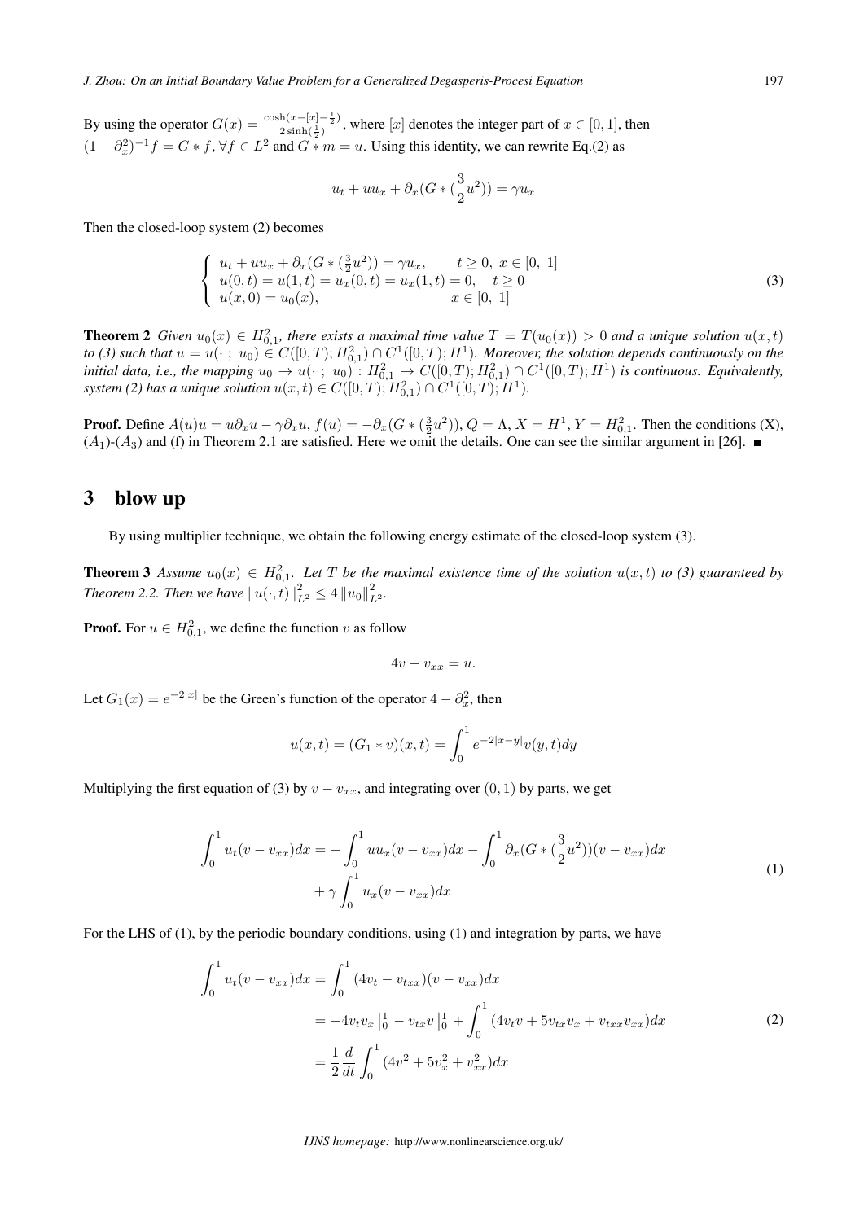By using the operator $G(x) = \frac{\cosh(x-[x]-\frac{1}{2})}{2\sinh(\frac{1}{2})}$, where $[x]$ denotes the integer part of $x \in [0,1]$, then $(1-\partial_x^2)^{-1}f = G * f, \forall f \in L^2$ and $G * m = u$. Using this identity, we can rewrite Eq.(2) as

$$u_t + uu_x + \partial_x(G * (\frac{3}{2}u^2)) = \gamma u_x$$

Then the closed-loop system (2) becomes

$$\left\{ \begin{array}{ll} u_t + uu_x + \partial_x(G * (\frac{3}{2}u^2)) = \gamma u_x, & t \geq 0,\ x \in [0,\ 1] \\ u(0,t) = u(1,t) = u_x(0,t) = u_x(1,t) = 0, & t \geq 0 \\ u(x,0) = u_0(x), & x \in [0,\ 1] \end{array} \right. \tag{3}$$

**Theorem 2** *Given $u_0(x) \in H^2_{0,1}$, there exists a maximal time value $T = T(u_0(x)) > 0$ and a unique solution $u(x,t)$ to (3) such that $u = u(\cdot\ ;\ u_0) \in C([0,T); H^2_{0,1}) \cap C^1([0,T); H^1)$. Moreover, the solution depends continuously on the initial data, i.e., the mapping $u_0 \to u(\cdot\ ;\ u_0) : H^2_{0,1} \to C([0,T); H^2_{0,1}) \cap C^1([0,T); H^1)$ is continuous. Equivalently, system (2) has a unique solution $u(x,t) \in C([0,T); H^2_{0,1}) \cap C^1([0,T); H^1)$.*

**Proof.** Define $A(u)u = u\partial_x u - \gamma\partial_x u$, $f(u) = -\partial_x(G * (\frac{3}{2}u^2))$, $Q = \Lambda$, $X = H^1$, $Y = H^2_{0,1}$. Then the conditions (X), $(A_1)$-$(A_3)$ and (f) in Theorem 2.1 are satisfied. Here we omit the details. One can see the similar argument in [26]. ∎

## 3 blow up

By using multiplier technique, we obtain the following energy estimate of the closed-loop system (3).

**Theorem 3** *Assume $u_0(x) \in H^2_{0,1}$. Let $T$ be the maximal existence time of the solution $u(x,t)$ to (3) guaranteed by Theorem 2.2. Then we have $\|u(\cdot,t)\|^2_{L^2} \leq 4\|u_0\|^2_{L^2}$.*

**Proof.** For $u \in H^2_{0,1}$, we define the function $v$ as follow

$$4v - v_{xx} = u.$$

Let $G_1(x) = e^{-2|x|}$ be the Green's function of the operator $4 - \partial_x^2$, then

$$u(x,t) = (G_1 * v)(x,t) = \int_0^1 e^{-2|x-y|}v(y,t)dy$$

Multiplying the first equation of (3) by $v - v_{xx}$, and integrating over $(0,1)$ by parts, we get

$$\begin{aligned} \int_0^1 u_t(v - v_{xx})dx = &-\int_0^1 uu_x(v - v_{xx})dx - \int_0^1 \partial_x(G * (\frac{3}{2}u^2))(v - v_{xx})dx \\ &+ \gamma\int_0^1 u_x(v - v_{xx})dx \end{aligned} \tag{1}$$

For the LHS of (1), by the periodic boundary conditions, using (1) and integration by parts, we have

$$\begin{aligned} \int_0^1 u_t(v - v_{xx})dx &= \int_0^1 (4v_t - v_{txx})(v - v_{xx})dx \\ &= -4v_t v_x\,\big|_0^1 - v_{tx}v\,\big|_0^1 + \int_0^1 (4v_t v + 5v_{tx}v_x + v_{txx}v_{xx})dx \\ &= \frac{1}{2}\frac{d}{dt}\int_0^1 (4v^2 + 5v_x^2 + v_{xx}^2)dx \end{aligned} \tag{2}$$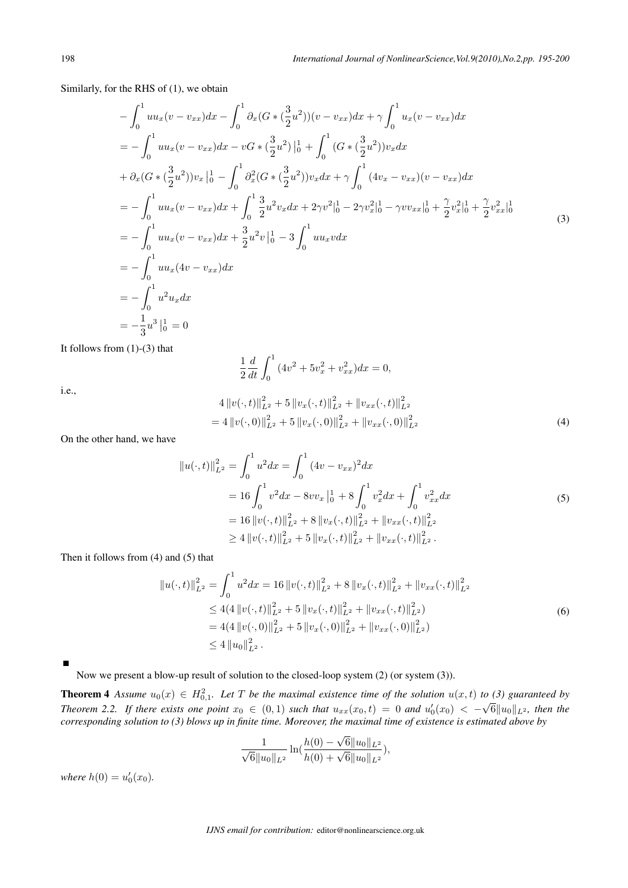Similarly, for the RHS of (1), we obtain

$$
\begin{aligned}
&-\int_0^1 uu_x(v-v_{xx})dx - \int_0^1 \partial_x(G*(\frac{3}{2}u^2))(v-v_{xx})dx + \gamma\int_0^1 u_x(v-v_{xx})dx \\
&= -\int_0^1 uu_x(v-v_{xx})dx - vG*(\frac{3}{2}u^2)\,\big|_0^1 + \int_0^1 (G*(\frac{3}{2}u^2))v_x dx \\
&+ \partial_x(G*(\frac{3}{2}u^2))v_x\,\big|_0^1 - \int_0^1 \partial_x^2(G*(\frac{3}{2}u^2))v_x dx + \gamma\int_0^1 (4v_x - v_{xx})(v-v_{xx})dx \\
&= -\int_0^1 uu_x(v-v_{xx})dx + \int_0^1 \frac{3}{2}u^2 v_x dx + 2\gamma v^2|_0^1 - 2\gamma v_x^2|_0^1 - \gamma v v_{xx}|_0^1 + \frac{\gamma}{2}v_x^2|_0^1 + \frac{\gamma}{2}v_{xx}^2|_0^1 \\
&= -\int_0^1 uu_x(v-v_{xx})dx + \frac{3}{2}u^2 v\,\big|_0^1 - 3\int_0^1 uu_x v dx \\
&= -\int_0^1 uu_x(4v-v_{xx})dx \\
&= -\int_0^1 u^2 u_x dx \\
&= -\frac{1}{3}u^3\,\big|_0^1 = 0
\end{aligned}
\tag{3}
$$

It follows from (1)-(3) that

$$
\frac{1}{2}\frac{d}{dt}\int_0^1 (4v^2 + 5v_x^2 + v_{xx}^2)dx = 0,
$$

i.e.,

$$
\begin{aligned}
&4\|v(\cdot,t)\|_{L^2}^2 + 5\|v_x(\cdot,t)\|_{L^2}^2 + \|v_{xx}(\cdot,t)\|_{L^2}^2 \\
&= 4\|v(\cdot,0)\|_{L^2}^2 + 5\|v_x(\cdot,0)\|_{L^2}^2 + \|v_{xx}(\cdot,0)\|_{L^2}^2
\end{aligned}
\tag{4}
$$

On the other hand, we have

$$
\begin{aligned}
\|u(\cdot,t)\|_{L^2}^2 &= \int_0^1 u^2 dx = \int_0^1 (4v - v_{xx})^2 dx \\
&= 16\int_0^1 v^2 dx - 8vv_x\,\big|_0^1 + 8\int_0^1 v_x^2 dx + \int_0^1 v_{xx}^2 dx \\
&= 16\|v(\cdot,t)\|_{L^2}^2 + 8\|v_x(\cdot,t)\|_{L^2}^2 + \|v_{xx}(\cdot,t)\|_{L^2}^2 \\
&\geq 4\|v(\cdot,t)\|_{L^2}^2 + 5\|v_x(\cdot,t)\|_{L^2}^2 + \|v_{xx}(\cdot,t)\|_{L^2}^2.
\end{aligned}
\tag{5}
$$

Then it follows from (4) and (5) that

$$
\begin{aligned}
\|u(\cdot,t)\|_{L^2}^2 &= \int_0^1 u^2 dx = 16\|v(\cdot,t)\|_{L^2}^2 + 8\|v_x(\cdot,t)\|_{L^2}^2 + \|v_{xx}(\cdot,t)\|_{L^2}^2 \\
&\leq 4(4\|v(\cdot,t)\|_{L^2}^2 + 5\|v_x(\cdot,t)\|_{L^2}^2 + \|v_{xx}(\cdot,t)\|_{L^2}^2) \\
&= 4(4\|v(\cdot,0)\|_{L^2}^2 + 5\|v_x(\cdot,0)\|_{L^2}^2 + \|v_{xx}(\cdot,0)\|_{L^2}^2) \\
&\leq 4\|u_0\|_{L^2}^2.
\end{aligned}
\tag{6}
$$

■

Now we present a blow-up result of solution to the closed-loop system (2) (or system (3)).

**Theorem 4** *Assume $u_0(x) \in H_{0,1}^2$. Let $T$ be the maximal existence time of the solution $u(x,t)$ to (3) guaranteed by Theorem 2.2. If there exists one point $x_0 \in (0,1)$ such that $u_{xx}(x_0,t) = 0$ and $u_0'(x_0) < -\sqrt{6}\|u_0\|_{L^2}$, then the corresponding solution to (3) blows up in finite time. Moreover, the maximal time of existence is estimated above by*

$$
\frac{1}{\sqrt{6}\|u_0\|_{L^2}}\ln\left(\frac{h(0)-\sqrt{6}\|u_0\|_{L^2}}{h(0)+\sqrt{6}\|u_0\|_{L^2}}\right),
$$

*where $h(0) = u_0'(x_0)$.*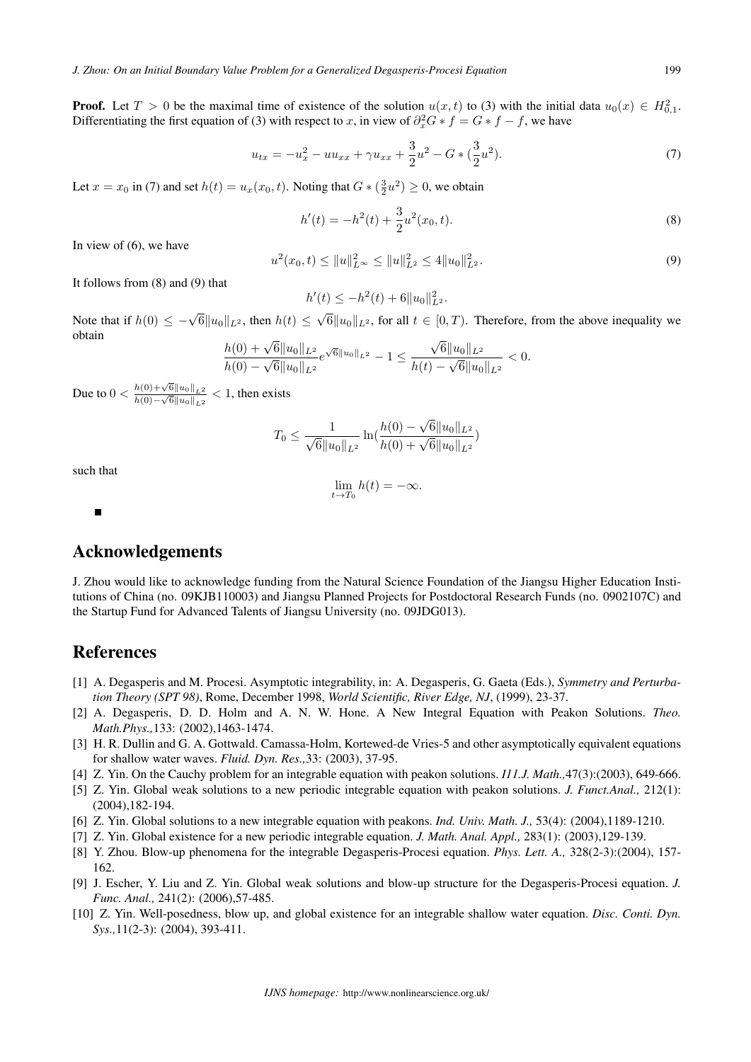**Proof.** Let $T > 0$ be the maximal time of existence of the solution $u(x,t)$ to (3) with the initial data $u_0(x) \in H^2_{0,1}$. Differentiating the first equation of (3) with respect to $x$, in view of $\partial_x^2 G * f = G * f - f$, we have

$$u_{tx} = -u_x^2 - uu_{xx} + \gamma u_{xx} + \frac{3}{2}u^2 - G * (\frac{3}{2}u^2). \tag{7}$$

Let $x = x_0$ in (7) and set $h(t) = u_x(x_0,t)$. Noting that $G * (\frac{3}{2}u^2) \geq 0$, we obtain

$$h'(t) = -h^2(t) + \frac{3}{2}u^2(x_0,t). \tag{8}$$

In view of (6), we have

$$u^2(x_0,t) \leq \|u\|^2_{L^\infty} \leq \|u\|^2_{L^2} \leq 4\|u_0\|^2_{L^2}. \tag{9}$$

It follows from (8) and (9) that

$$h'(t) \leq -h^2(t) + 6\|u_0\|^2_{L^2}.$$

Note that if $h(0) \leq -\sqrt{6}\|u_0\|_{L^2}$, then $h(t) \leq \sqrt{6}\|u_0\|_{L^2}$, for all $t \in [0,T)$. Therefore, from the above inequality we obtain

$$\frac{h(0) + \sqrt{6}\|u_0\|_{L^2}}{h(0) - \sqrt{6}\|u_0\|_{L^2}} e^{\sqrt{6}\|u_0\|_{L^2}} - 1 \leq \frac{\sqrt{6}\|u_0\|_{L^2}}{h(t) - \sqrt{6}\|u_0\|_{L^2}} < 0.$$

Due to $0 < \frac{h(0)+\sqrt{6}\|u_0\|_{L^2}}{h(0)-\sqrt{6}\|u_0\|_{L^2}} < 1$, then exists

$$T_0 \leq \frac{1}{\sqrt{6}\|u_0\|_{L^2}} \ln(\frac{h(0) - \sqrt{6}\|u_0\|_{L^2}}{h(0) + \sqrt{6}\|u_0\|_{L^2}})$$

such that

$$\lim_{t \to T_0} h(t) = -\infty.$$

■

## Acknowledgements

J. Zhou would like to acknowledge funding from the Natural Science Foundation of the Jiangsu Higher Education Institutions of China (no. 09KJB110003) and Jiangsu Planned Projects for Postdoctoral Research Funds (no. 0902107C) and the Startup Fund for Advanced Talents of Jiangsu University (no. 09JDG013).

## References

[1] A. Degasperis and M. Procesi. Asymptotic integrability, in: A. Degasperis, G. Gaeta (Eds.), *Symmetry and Perturbation Theory (SPT 98)*, Rome, December 1998, *World Scientific, River Edge, NJ*, (1999), 23-37.

[2] A. Degasperis, D. D. Holm and A. N. W. Hone. A New Integral Equation with Peakon Solutions. *Theo. Math.Phys.,*133: (2002),1463-1474.

[3] H. R. Dullin and G. A. Gottwald. Camassa-Holm, Kortewed-de Vries-5 and other asymptotically equivalent equations for shallow water waves. *Fluid. Dyn. Res.,*33: (2003), 37-95.

[4] Z. Yin. On the Cauchy problem for an integrable equation with peakon solutions. *I11.J. Math.,*47(3):(2003), 649-666.

[5] Z. Yin. Global weak solutions to a new periodic integrable equation with peakon solutions. *J. Funct.Anal.,* 212(1): (2004),182-194.

[6] Z. Yin. Global solutions to a new integrable equation with peakons. *Ind. Univ. Math. J.,* 53(4): (2004),1189-1210.

[7] Z. Yin. Global existence for a new periodic integrable equation. *J. Math. Anal. Appl.,* 283(1): (2003),129-139.

[8] Y. Zhou. Blow-up phenomena for the integrable Degasperis-Procesi equation. *Phys. Lett. A.,* 328(2-3):(2004), 157-162.

[9] J. Escher, Y. Liu and Z. Yin. Global weak solutions and blow-up structure for the Degasperis-Procesi equation. *J. Func. Anal.,* 241(2): (2006),57-485.

[10] Z. Yin. Well-posedness, blow up, and global existence for an integrable shallow water equation. *Disc. Conti. Dyn. Sys.,*11(2-3): (2004), 393-411.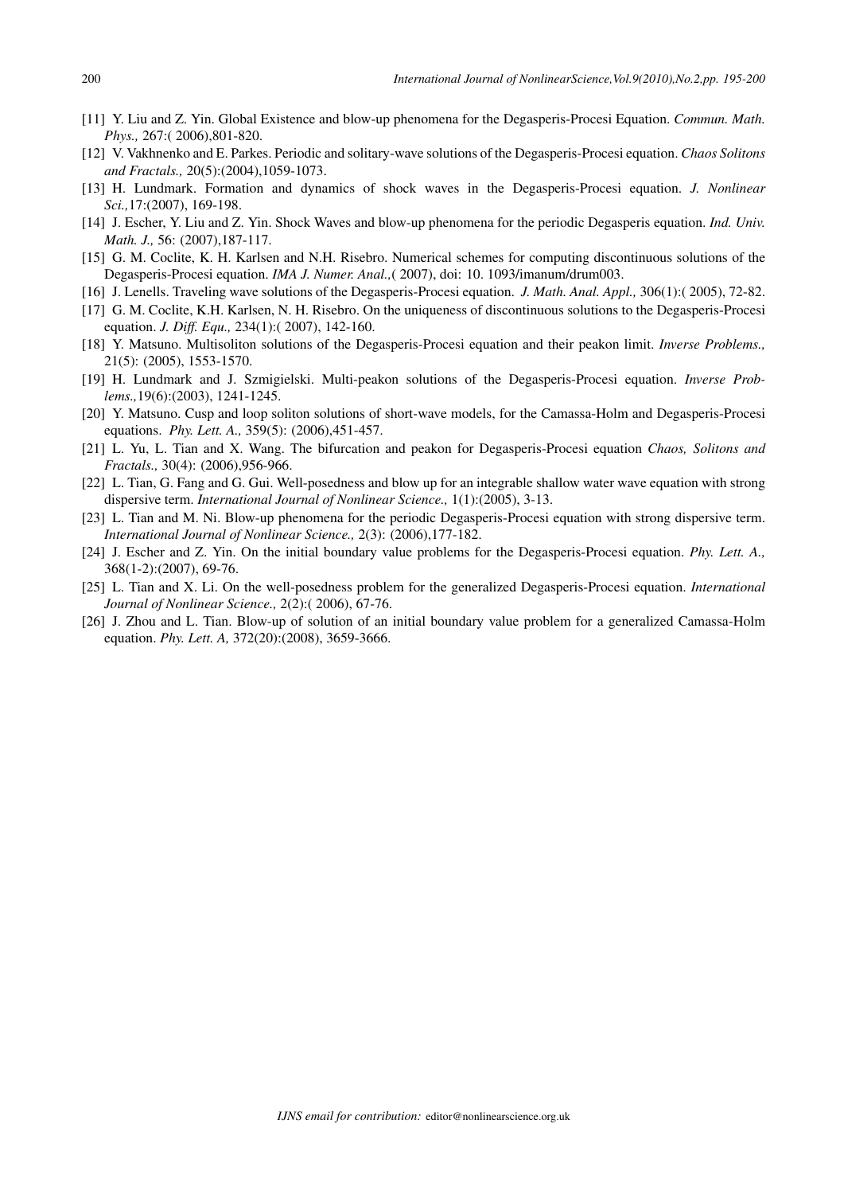[11] Y. Liu and Z. Yin. Global Existence and blow-up phenomena for the Degasperis-Procesi Equation. *Commun. Math. Phys.,* 267:( 2006),801-820.

[12] V. Vakhnenko and E. Parkes. Periodic and solitary-wave solutions of the Degasperis-Procesi equation. *Chaos Solitons and Fractals.,* 20(5):(2004),1059-1073.

[13] H. Lundmark. Formation and dynamics of shock waves in the Degasperis-Procesi equation. *J. Nonlinear Sci.,*17:(2007), 169-198.

[14] J. Escher, Y. Liu and Z. Yin. Shock Waves and blow-up phenomena for the periodic Degasperis equation. *Ind. Univ. Math. J.,* 56: (2007),187-117.

[15] G. M. Coclite, K. H. Karlsen and N.H. Risebro. Numerical schemes for computing discontinuous solutions of the Degasperis-Procesi equation. *IMA J. Numer. Anal.,*( 2007), doi: 10. 1093/imanum/drum003.

[16] J. Lenells. Traveling wave solutions of the Degasperis-Procesi equation. *J. Math. Anal. Appl.,* 306(1):( 2005), 72-82.

[17] G. M. Coclite, K.H. Karlsen, N. H. Risebro. On the uniqueness of discontinuous solutions to the Degasperis-Procesi equation. *J. Diff. Equ.,* 234(1):( 2007), 142-160.

[18] Y. Matsuno. Multisoliton solutions of the Degasperis-Procesi equation and their peakon limit. *Inverse Problems.,* 21(5): (2005), 1553-1570.

[19] H. Lundmark and J. Szmigielski. Multi-peakon solutions of the Degasperis-Procesi equation. *Inverse Problems.,*19(6):(2003), 1241-1245.

[20] Y. Matsuno. Cusp and loop soliton solutions of short-wave models, for the Camassa-Holm and Degasperis-Procesi equations. *Phy. Lett. A.,* 359(5): (2006),451-457.

[21] L. Yu, L. Tian and X. Wang. The bifurcation and peakon for Degasperis-Procesi equation *Chaos, Solitons and Fractals.,* 30(4): (2006),956-966.

[22] L. Tian, G. Fang and G. Gui. Well-posedness and blow up for an integrable shallow water wave equation with strong dispersive term. *International Journal of Nonlinear Science.,* 1(1):(2005), 3-13.

[23] L. Tian and M. Ni. Blow-up phenomena for the periodic Degasperis-Procesi equation with strong dispersive term. *International Journal of Nonlinear Science.,* 2(3): (2006),177-182.

[24] J. Escher and Z. Yin. On the initial boundary value problems for the Degasperis-Procesi equation. *Phy. Lett. A.,* 368(1-2):(2007), 69-76.

[25] L. Tian and X. Li. On the well-posedness problem for the generalized Degasperis-Procesi equation. *International Journal of Nonlinear Science.,* 2(2):( 2006), 67-76.

[26] J. Zhou and L. Tian. Blow-up of solution of an initial boundary value problem for a generalized Camassa-Holm equation. *Phy. Lett. A,* 372(20):(2008), 3659-3666.